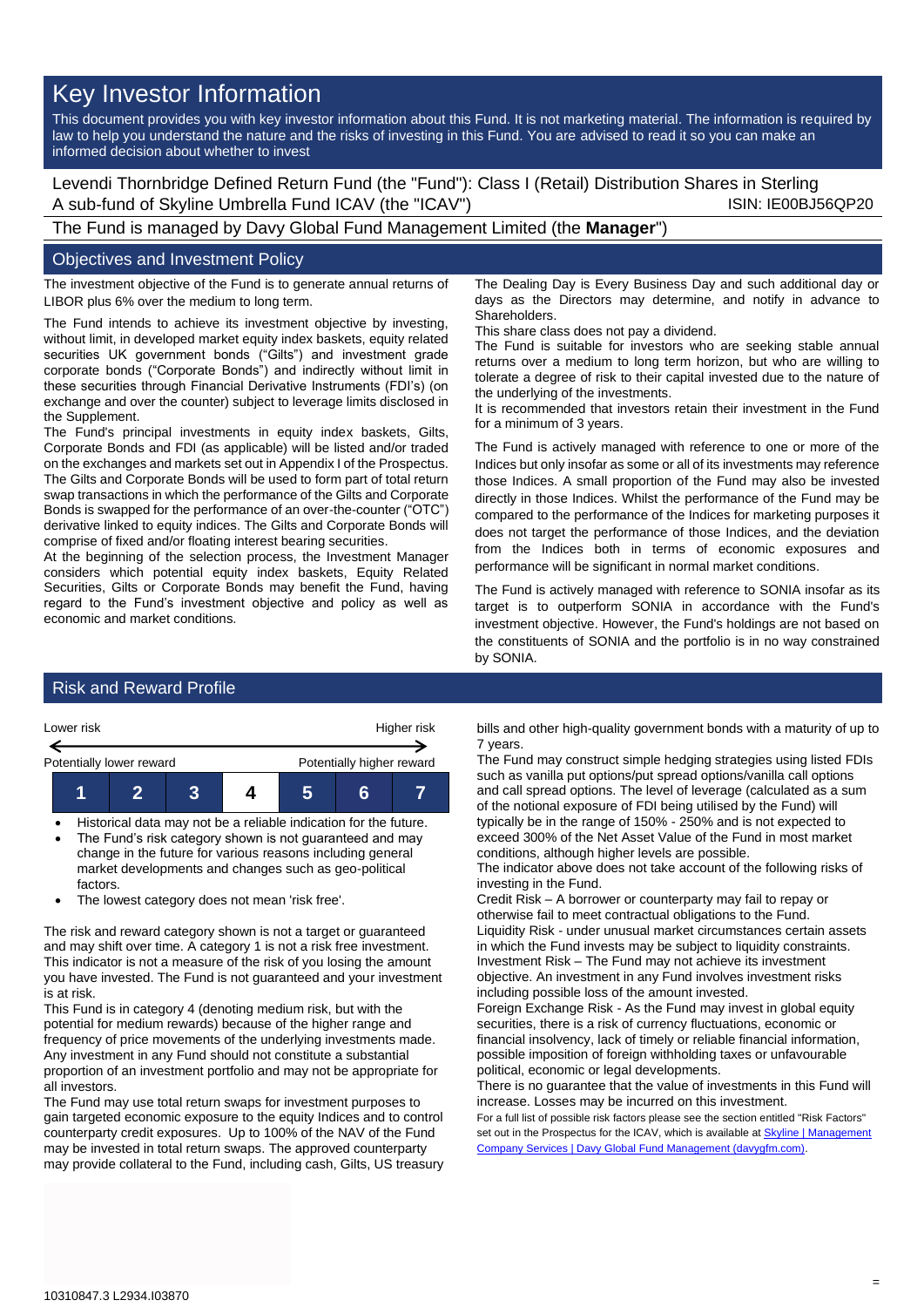# Key Investor Information

This document provides you with key investor information about this Fund. It is not marketing material. The information is required by law to help you understand the nature and the risks of investing in this Fund. You are advised to read it so you can make an informed decision about whether to invest

Levendi Thornbridge Defined Return Fund (the "Fund"): Class I (Retail) Distribution Shares in Sterling
A sub-fund of Skyline Umbrella Fund ICAV (the "ICAV") ISIN: IE00BJ56QP20

The Fund is managed by Davy Global Fund Management Limited (the **Manager**")

## Objectives and Investment Policy

The investment objective of the Fund is to generate annual returns of LIBOR plus 6% over the medium to long term.

The Fund intends to achieve its investment objective by investing, without limit, in developed market equity index baskets, equity related securities UK government bonds ("Gilts") and investment grade corporate bonds ("Corporate Bonds") and indirectly without limit in these securities through Financial Derivative Instruments (FDI's) (on exchange and over the counter) subject to leverage limits disclosed in the Supplement.

The Fund's principal investments in equity index baskets, Gilts, Corporate Bonds and FDI (as applicable) will be listed and/or traded on the exchanges and markets set out in Appendix I of the Prospectus. The Gilts and Corporate Bonds will be used to form part of total return swap transactions in which the performance of the Gilts and Corporate Bonds is swapped for the performance of an over-the-counter ("OTC") derivative linked to equity indices. The Gilts and Corporate Bonds will comprise of fixed and/or floating interest bearing securities.

At the beginning of the selection process, the Investment Manager considers which potential equity index baskets, Equity Related Securities, Gilts or Corporate Bonds may benefit the Fund, having regard to the Fund's investment objective and policy as well as economic and market conditions.

The Dealing Day is Every Business Day and such additional day or days as the Directors may determine, and notify in advance to Shareholders.

This share class does not pay a dividend.

The Fund is suitable for investors who are seeking stable annual returns over a medium to long term horizon, but who are willing to tolerate a degree of risk to their capital invested due to the nature of the underlying of the investments.

It is recommended that investors retain their investment in the Fund for a minimum of 3 years.

The Fund is actively managed with reference to one or more of the Indices but only insofar as some or all of its investments may reference those Indices. A small proportion of the Fund may also be invested directly in those Indices. Whilst the performance of the Fund may be compared to the performance of the Indices for marketing purposes it does not target the performance of those Indices, and the deviation from the Indices both in terms of economic exposures and performance will be significant in normal market conditions.

The Fund is actively managed with reference to SONIA insofar as its target is to outperform SONIA in accordance with the Fund's investment objective. However, the Fund's holdings are not based on the constituents of SONIA and the portfolio is in no way constrained by SONIA.

## Risk and Reward Profile

Lower risk ← → Higher risk

Potentially lower reward — Potentially higher reward

| 1 | 2 | 3 | **4** | 5 | 6 | 7 |
|---|---|---|---|---|---|---|

- Historical data may not be a reliable indication for the future.
- The Fund's risk category shown is not guaranteed and may change in the future for various reasons including general market developments and changes such as geo-political factors.
- The lowest category does not mean 'risk free'.

The risk and reward category shown is not a target or guaranteed and may shift over time. A category 1 is not a risk free investment. This indicator is not a measure of the risk of you losing the amount you have invested. The Fund is not guaranteed and your investment is at risk.

This Fund is in category 4 (denoting medium risk, but with the potential for medium rewards) because of the higher range and frequency of price movements of the underlying investments made. Any investment in any Fund should not constitute a substantial proportion of an investment portfolio and may not be appropriate for all investors.

The Fund may use total return swaps for investment purposes to gain targeted economic exposure to the equity Indices and to control counterparty credit exposures. Up to 100% of the NAV of the Fund may be invested in total return swaps. The approved counterparty may provide collateral to the Fund, including cash, Gilts, US treasury bills and other high-quality government bonds with a maturity of up to 7 years.

The Fund may construct simple hedging strategies using listed FDIs such as vanilla put options/put spread options/vanilla call options and call spread options. The level of leverage (calculated as a sum of the notional exposure of FDI being utilised by the Fund) will typically be in the range of 150% - 250% and is not expected to exceed 300% of the Net Asset Value of the Fund in most market conditions, although higher levels are possible.

The indicator above does not take account of the following risks of investing in the Fund.

Credit Risk – A borrower or counterparty may fail to repay or otherwise fail to meet contractual obligations to the Fund.

Liquidity Risk - under unusual market circumstances certain assets in which the Fund invests may be subject to liquidity constraints.

Investment Risk – The Fund may not achieve its investment objective. An investment in any Fund involves investment risks including possible loss of the amount invested.

Foreign Exchange Risk - As the Fund may invest in global equity securities, there is a risk of currency fluctuations, economic or financial insolvency, lack of timely or reliable financial information, possible imposition of foreign withholding taxes or unfavourable political, economic or legal developments.

There is no guarantee that the value of investments in this Fund will increase. Losses may be incurred on this investment.

For a full list of possible risk factors please see the section entitled "Risk Factors" set out in the Prospectus for the ICAV, which is available at Skyline | Management Company Services | Davy Global Fund Management (davygfm.com).

10310847.3 L2934.I03870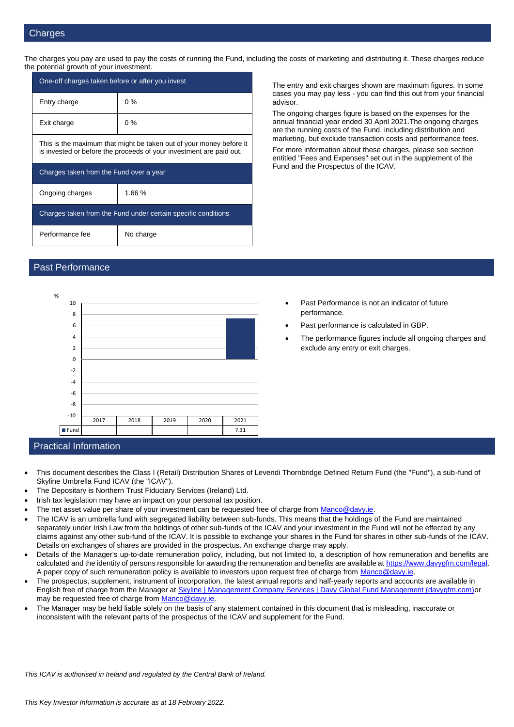## Charges

The charges you pay are used to pay the costs of running the Fund, including the costs of marketing and distributing it. These charges reduce the potential growth of your investment.

| One-off charges taken before or after you invest | |
|---|---|
| Entry charge | 0 % |
| Exit charge | 0 % |
| This is the maximum that might be taken out of your money before it is invested or before the proceeds of your investment are paid out. | |
| **Charges taken from the Fund over a year** | |
| Ongoing charges | 1.66 % |
| **Charges taken from the Fund under certain specific conditions** | |
| Performance fee | No charge |

The entry and exit charges shown are maximum figures. In some cases you may pay less - you can find this out from your financial advisor.

The ongoing charges figure is based on the expenses for the annual financial year ended 30 April 2021.The ongoing charges are the running costs of the Fund, including distribution and marketing, but exclude transaction costs and performance fees.

For more information about these charges, please see section entitled "Fees and Expenses" set out in the supplement of the Fund and the Prospectus of the ICAV.

## Past Performance

%

10
8
6
4
2
0
-2
-4
-6
-8
-10

2017 2018 2019 2020 2021

Fund 7.31

- Past Performance is not an indicator of future performance.
- Past performance is calculated in GBP.
- The performance figures include all ongoing charges and exclude any entry or exit charges.

## Practical Information

- This document describes the Class I (Retail) Distribution Shares of Levendi Thornbridge Defined Return Fund (the "Fund"), a sub-fund of Skyline Umbrella Fund ICAV (the "ICAV").
- The Depositary is Northern Trust Fiduciary Services (Ireland) Ltd.
- Irish tax legislation may have an impact on your personal tax position.
- The net asset value per share of your investment can be requested free of charge from Manco@davy.ie.
- The ICAV is an umbrella fund with segregated liability between sub-funds. This means that the holdings of the Fund are maintained separately under Irish Law from the holdings of other sub-funds of the ICAV and your investment in the Fund will not be effected by any claims against any other sub-fund of the ICAV. It is possible to exchange your shares in the Fund for shares in other sub-funds of the ICAV. Details on exchanges of shares are provided in the prospectus. An exchange charge may apply.
- Details of the Manager's up-to-date remuneration policy, including, but not limited to, a description of how remuneration and benefits are calculated and the identity of persons responsible for awarding the remuneration and benefits are available at https://www.davygfm.com/legal. A paper copy of such remuneration policy is available to investors upon request free of charge from Manco@davy.ie.
- The prospectus, supplement, instrument of incorporation, the latest annual reports and half-yearly reports and accounts are available in English free of charge from the Manager at Skyline | Management Company Services | Davy Global Fund Management (davygfm.com)or may be requested free of charge from Manco@davy.ie.
- The Manager may be held liable solely on the basis of any statement contained in this document that is misleading, inaccurate or inconsistent with the relevant parts of the prospectus of the ICAV and supplement for the Fund.

*This ICAV is authorised in Ireland and regulated by the Central Bank of Ireland.*

*This Key Investor Information is accurate as at 18 February 2022.*